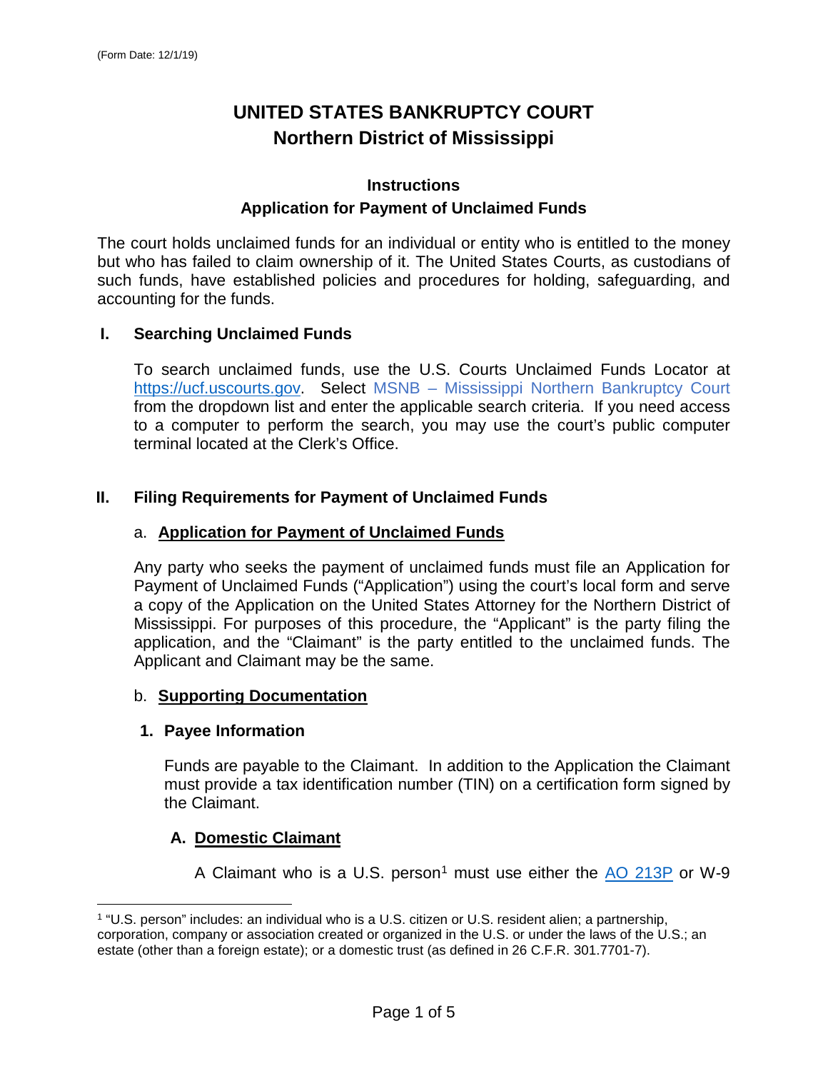(Form Date: 12/1/19)

# UNITED STATES BANKRUPTCY COURT
# Northern District of Mississippi

### Instructions
### Application for Payment of Unclaimed Funds

The court holds unclaimed funds for an individual or entity who is entitled to the money but who has failed to claim ownership of it. The United States Courts, as custodians of such funds, have established policies and procedures for holding, safeguarding, and accounting for the funds.

## I. Searching Unclaimed Funds

To search unclaimed funds, use the U.S. Courts Unclaimed Funds Locator at https://ucf.uscourts.gov. Select MSNB – Mississippi Northern Bankruptcy Court from the dropdown list and enter the applicable search criteria. If you need access to a computer to perform the search, you may use the court's public computer terminal located at the Clerk's Office.

## II. Filing Requirements for Payment of Unclaimed Funds

### a. Application for Payment of Unclaimed Funds

Any party who seeks the payment of unclaimed funds must file an Application for Payment of Unclaimed Funds ("Application") using the court's local form and serve a copy of the Application on the United States Attorney for the Northern District of Mississippi. For purposes of this procedure, the "Applicant" is the party filing the application, and the "Claimant" is the party entitled to the unclaimed funds. The Applicant and Claimant may be the same.

### b. Supporting Documentation

#### 1. Payee Information

Funds are payable to the Claimant. In addition to the Application the Claimant must provide a tax identification number (TIN) on a certification form signed by the Claimant.

#### A. Domestic Claimant

A Claimant who is a U.S. person[1] must use either the AO 213P or W-9

[1] "U.S. person" includes: an individual who is a U.S. citizen or U.S. resident alien; a partnership, corporation, company or association created or organized in the U.S. or under the laws of the U.S.; an estate (other than a foreign estate); or a domestic trust (as defined in 26 C.F.R. 301.7701-7).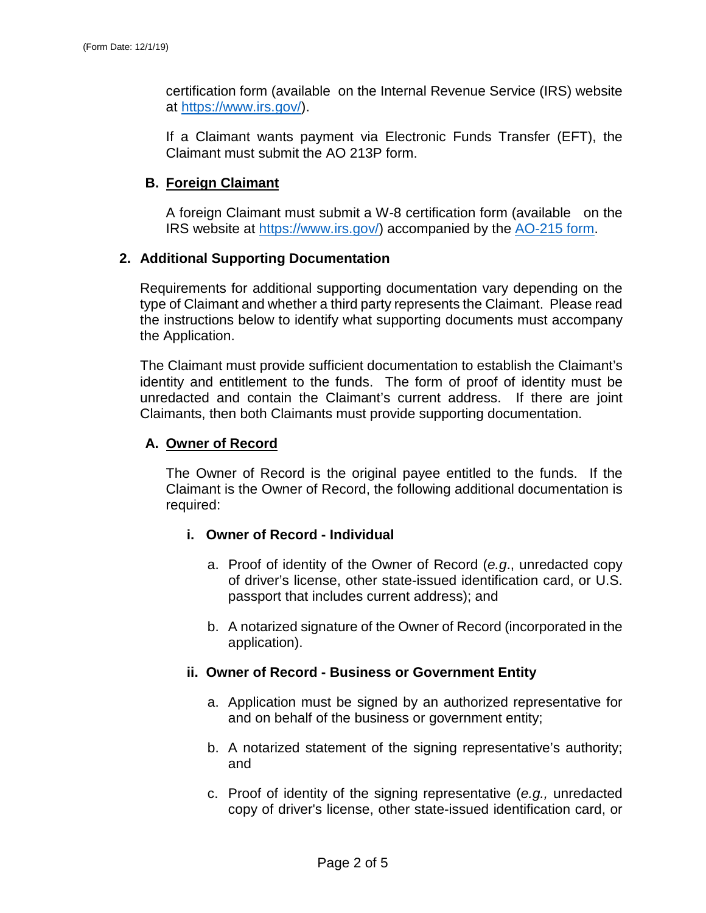certification form (available on the Internal Revenue Service (IRS) website at [https://www.irs.gov/](https://www.irs.gov/)).

If a Claimant wants payment via Electronic Funds Transfer (EFT), the Claimant must submit the AO 213P form.

### B. Foreign Claimant

A foreign Claimant must submit a W-8 certification form (available on the IRS website at [https://www.irs.gov/](https://www.irs.gov/)) accompanied by the AO-215 form.

## 2. Additional Supporting Documentation

Requirements for additional supporting documentation vary depending on the type of Claimant and whether a third party represents the Claimant. Please read the instructions below to identify what supporting documents must accompany the Application.

The Claimant must provide sufficient documentation to establish the Claimant's identity and entitlement to the funds. The form of proof of identity must be unredacted and contain the Claimant's current address. If there are joint Claimants, then both Claimants must provide supporting documentation.

### A. Owner of Record

The Owner of Record is the original payee entitled to the funds. If the Claimant is the Owner of Record, the following additional documentation is required:

#### i. Owner of Record - Individual

a. Proof of identity of the Owner of Record (*e.g.*, unredacted copy of driver's license, other state-issued identification card, or U.S. passport that includes current address); and

b. A notarized signature of the Owner of Record (incorporated in the application).

#### ii. Owner of Record - Business or Government Entity

a. Application must be signed by an authorized representative for and on behalf of the business or government entity;

b. A notarized statement of the signing representative's authority; and

c. Proof of identity of the signing representative (*e.g.,* unredacted copy of driver's license, other state-issued identification card, or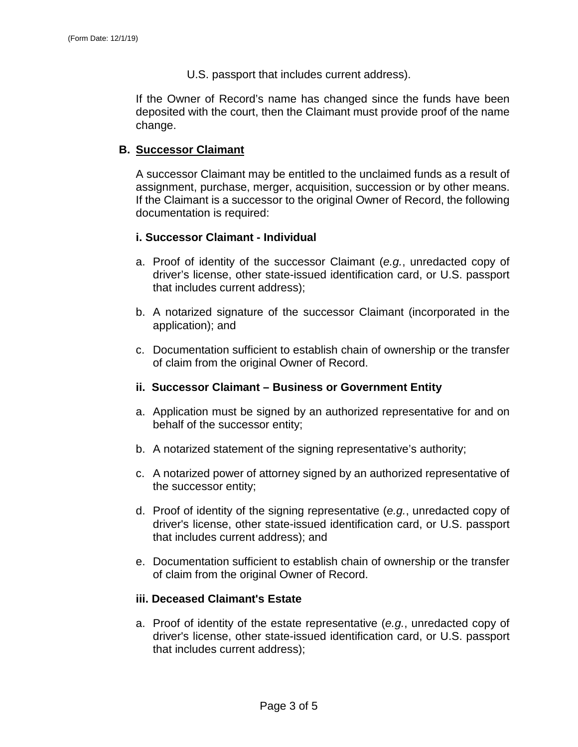U.S. passport that includes current address).

If the Owner of Record's name has changed since the funds have been deposited with the court, then the Claimant must provide proof of the name change.

### B. Successor Claimant

A successor Claimant may be entitled to the unclaimed funds as a result of assignment, purchase, merger, acquisition, succession or by other means. If the Claimant is a successor to the original Owner of Record, the following documentation is required:

#### i. Successor Claimant - Individual

a. Proof of identity of the successor Claimant (*e.g.*, unredacted copy of driver's license, other state-issued identification card, or U.S. passport that includes current address);

b. A notarized signature of the successor Claimant (incorporated in the application); and

c. Documentation sufficient to establish chain of ownership or the transfer of claim from the original Owner of Record.

#### ii. Successor Claimant – Business or Government Entity

a. Application must be signed by an authorized representative for and on behalf of the successor entity;

b. A notarized statement of the signing representative's authority;

c. A notarized power of attorney signed by an authorized representative of the successor entity;

d. Proof of identity of the signing representative (*e.g.*, unredacted copy of driver's license, other state-issued identification card, or U.S. passport that includes current address); and

e. Documentation sufficient to establish chain of ownership or the transfer of claim from the original Owner of Record.

#### iii. Deceased Claimant's Estate

a. Proof of identity of the estate representative (*e.g.*, unredacted copy of driver's license, other state-issued identification card, or U.S. passport that includes current address);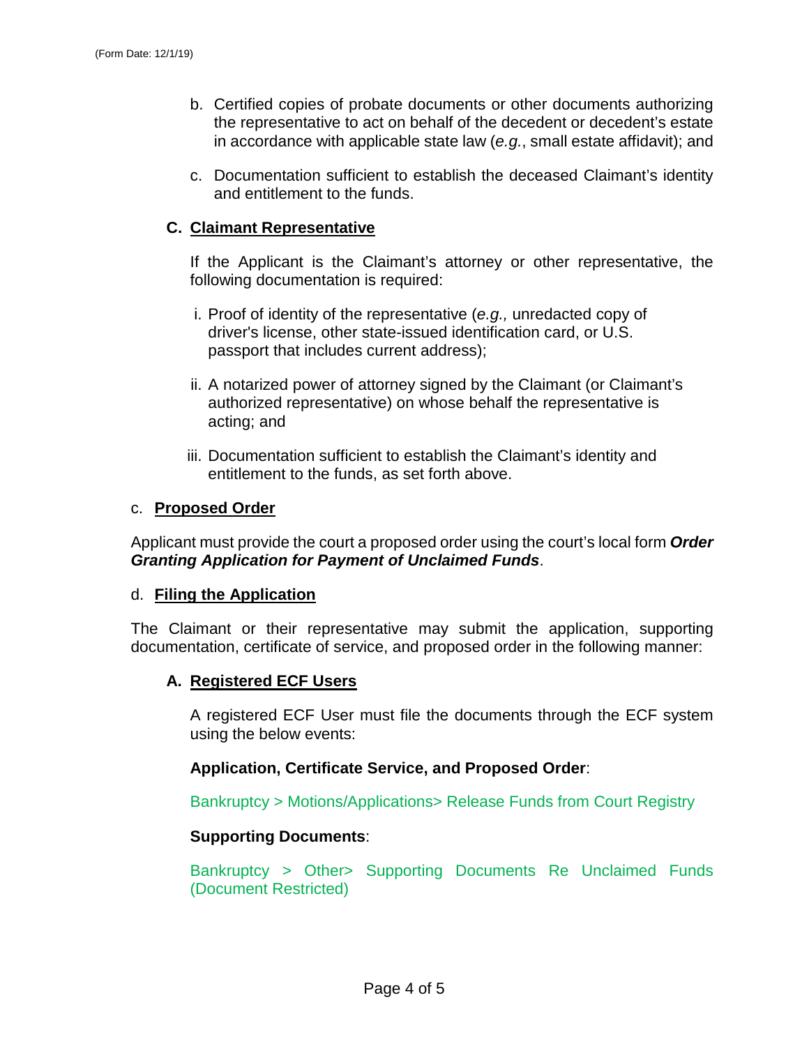b. Certified copies of probate documents or other documents authorizing the representative to act on behalf of the decedent or decedent's estate in accordance with applicable state law (*e.g.*, small estate affidavit); and

c. Documentation sufficient to establish the deceased Claimant's identity and entitlement to the funds.

**C. Claimant Representative**

If the Applicant is the Claimant's attorney or other representative, the following documentation is required:

i. Proof of identity of the representative (*e.g.,* unredacted copy of driver's license, other state-issued identification card, or U.S. passport that includes current address);

ii. A notarized power of attorney signed by the Claimant (or Claimant's authorized representative) on whose behalf the representative is acting; and

iii. Documentation sufficient to establish the Claimant's identity and entitlement to the funds, as set forth above.

c. **Proposed Order**

Applicant must provide the court a proposed order using the court's local form ***Order Granting Application for Payment of Unclaimed Funds***.

d. **Filing the Application**

The Claimant or their representative may submit the application, supporting documentation, certificate of service, and proposed order in the following manner:

**A. Registered ECF Users**

A registered ECF User must file the documents through the ECF system using the below events:

**Application, Certificate Service, and Proposed Order**:

Bankruptcy > Motions/Applications> Release Funds from Court Registry

**Supporting Documents**:

Bankruptcy > Other> Supporting Documents Re Unclaimed Funds (Document Restricted)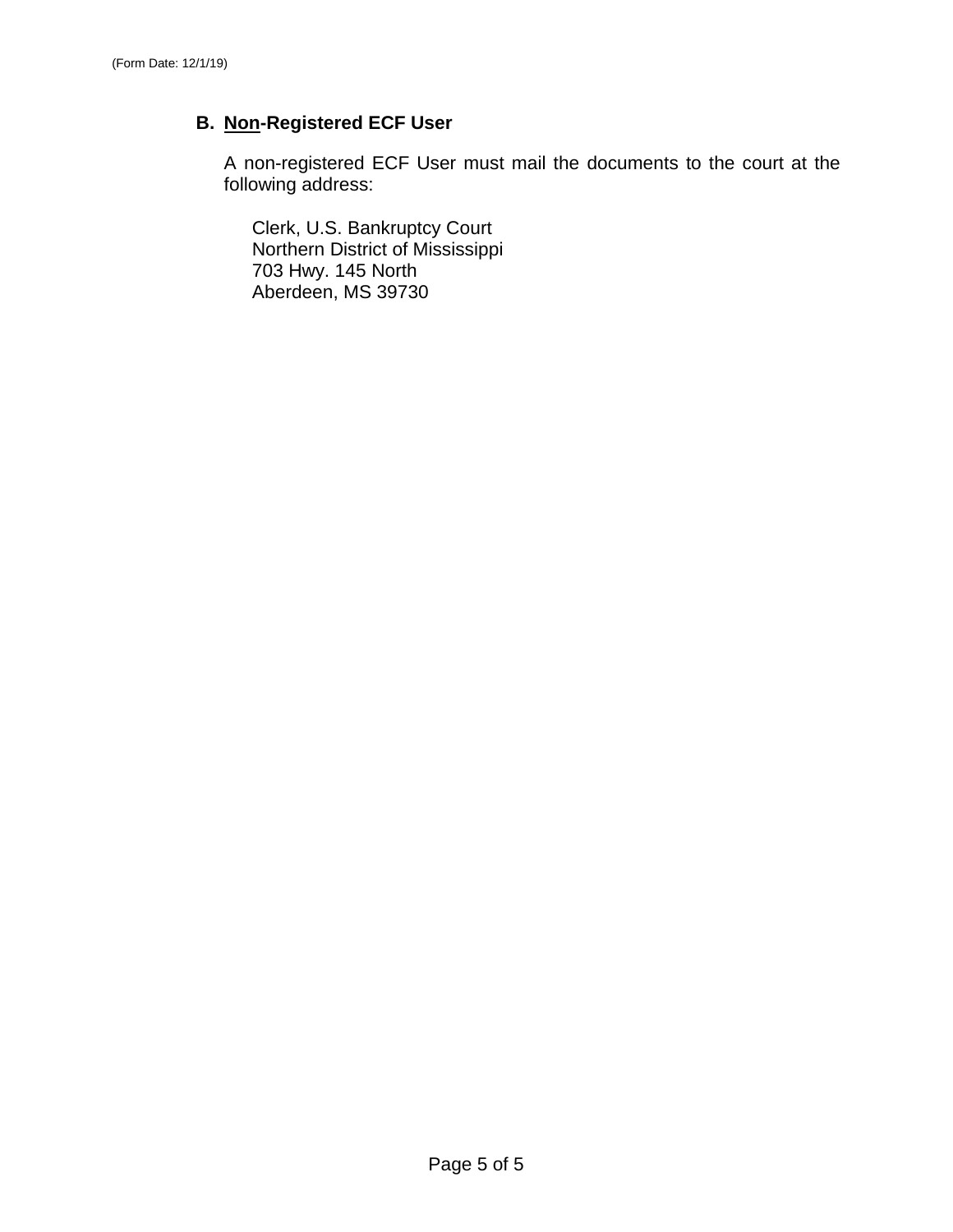### B. Non-Registered ECF User

A non-registered ECF User must mail the documents to the court at the following address:

Clerk, U.S. Bankruptcy Court
Northern District of Mississippi
703 Hwy. 145 North
Aberdeen, MS 39730